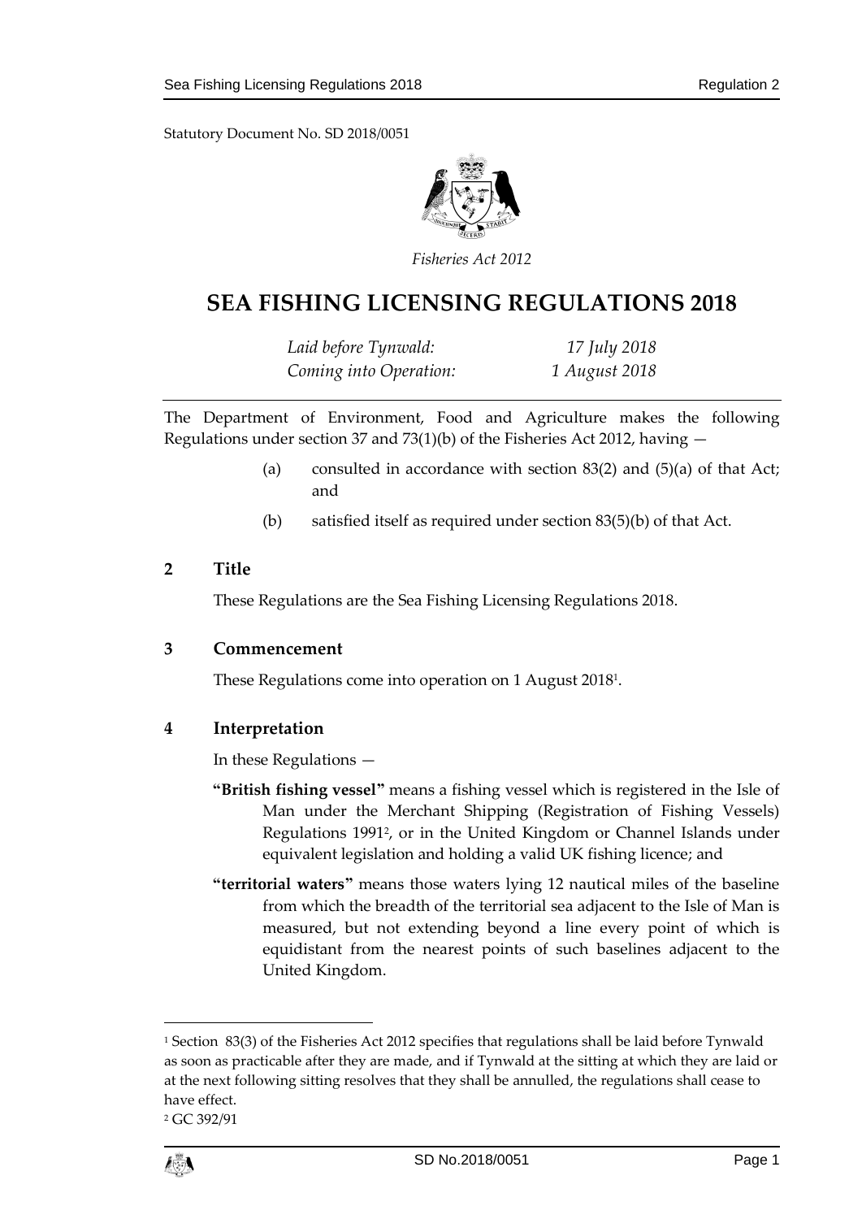Statutory Document No. SD 2018/0051

*Fisheries Act 2012*

# SEA FISHING LICENSING REGULATIONS 2018

*Laid before Tynwald:* *17 July 2018*
*Coming into Operation:* *1 August 2018*

The Department of Environment, Food and Agriculture makes the following Regulations under section 37 and 73(1)(b) of the Fisheries Act 2012, having —

(a) consulted in accordance with section 83(2) and (5)(a) of that Act; and

(b) satisfied itself as required under section 83(5)(b) of that Act.

## 2 Title

These Regulations are the Sea Fishing Licensing Regulations 2018.

## 3 Commencement

These Regulations come into operation on 1 August 2018[1].

## 4 Interpretation

In these Regulations —

**"British fishing vessel"** means a fishing vessel which is registered in the Isle of Man under the Merchant Shipping (Registration of Fishing Vessels) Regulations 1991[2], or in the United Kingdom or Channel Islands under equivalent legislation and holding a valid UK fishing licence; and

**"territorial waters"** means those waters lying 12 nautical miles of the baseline from which the breadth of the territorial sea adjacent to the Isle of Man is measured, but not extending beyond a line every point of which is equidistant from the nearest points of such baselines adjacent to the United Kingdom.

---

[1] Section 83(3) of the Fisheries Act 2012 specifies that regulations shall be laid before Tynwald as soon as practicable after they are made, and if Tynwald at the sitting at which they are laid or at the next following sitting resolves that they shall be annulled, the regulations shall cease to have effect.

[2] GC 392/91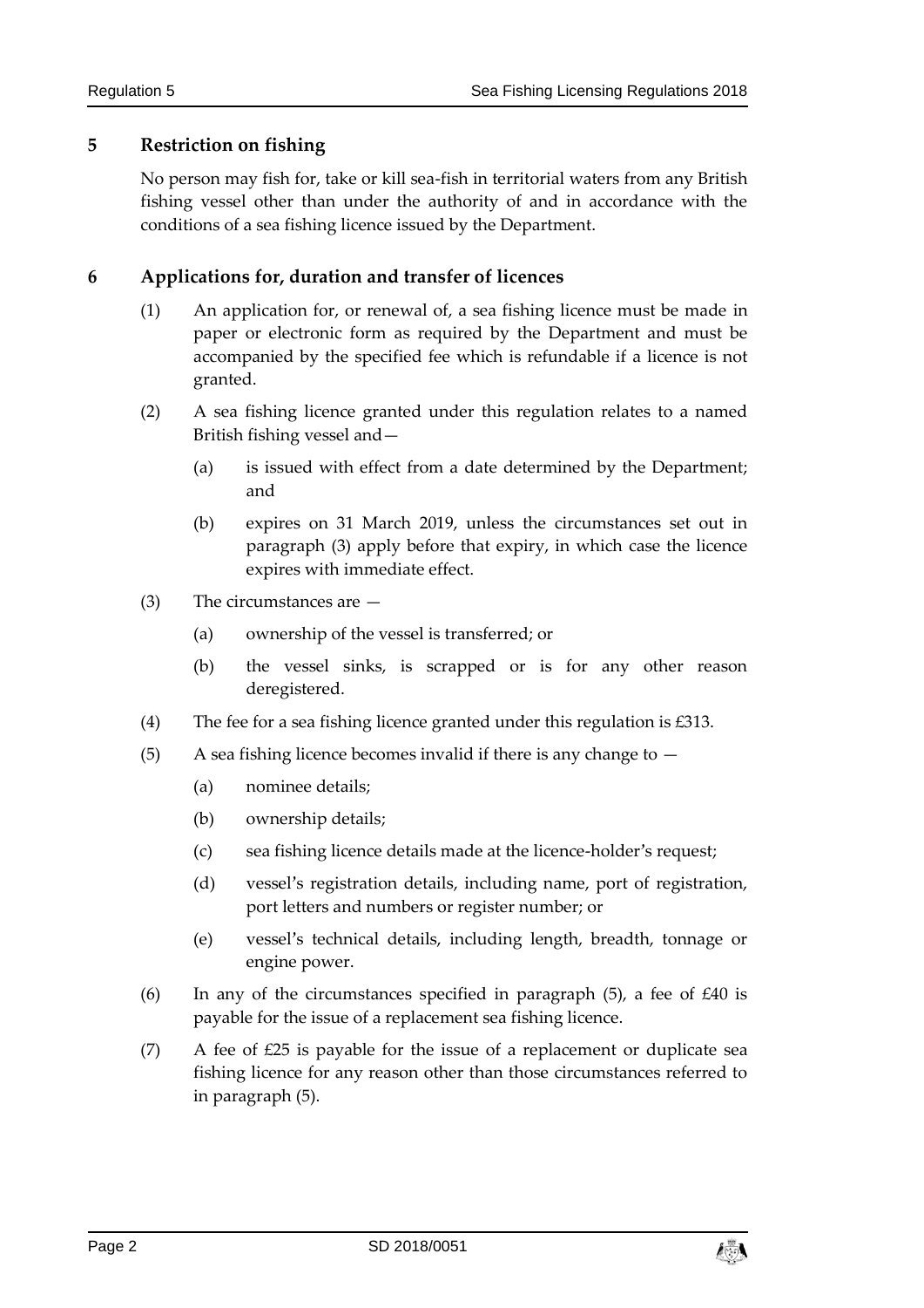## 5 Restriction on fishing

No person may fish for, take or kill sea-fish in territorial waters from any British fishing vessel other than under the authority of and in accordance with the conditions of a sea fishing licence issued by the Department.

## 6 Applications for, duration and transfer of licences

(1) An application for, or renewal of, a sea fishing licence must be made in paper or electronic form as required by the Department and must be accompanied by the specified fee which is refundable if a licence is not granted.

(2) A sea fishing licence granted under this regulation relates to a named British fishing vessel and—

(a) is issued with effect from a date determined by the Department; and

(b) expires on 31 March 2019, unless the circumstances set out in paragraph (3) apply before that expiry, in which case the licence expires with immediate effect.

(3) The circumstances are —

(a) ownership of the vessel is transferred; or

(b) the vessel sinks, is scrapped or is for any other reason deregistered.

(4) The fee for a sea fishing licence granted under this regulation is £313.

(5) A sea fishing licence becomes invalid if there is any change to —

(a) nominee details;

(b) ownership details;

(c) sea fishing licence details made at the licence-holder's request;

(d) vessel's registration details, including name, port of registration, port letters and numbers or register number; or

(e) vessel's technical details, including length, breadth, tonnage or engine power.

(6) In any of the circumstances specified in paragraph (5), a fee of £40 is payable for the issue of a replacement sea fishing licence.

(7) A fee of £25 is payable for the issue of a replacement or duplicate sea fishing licence for any reason other than those circumstances referred to in paragraph (5).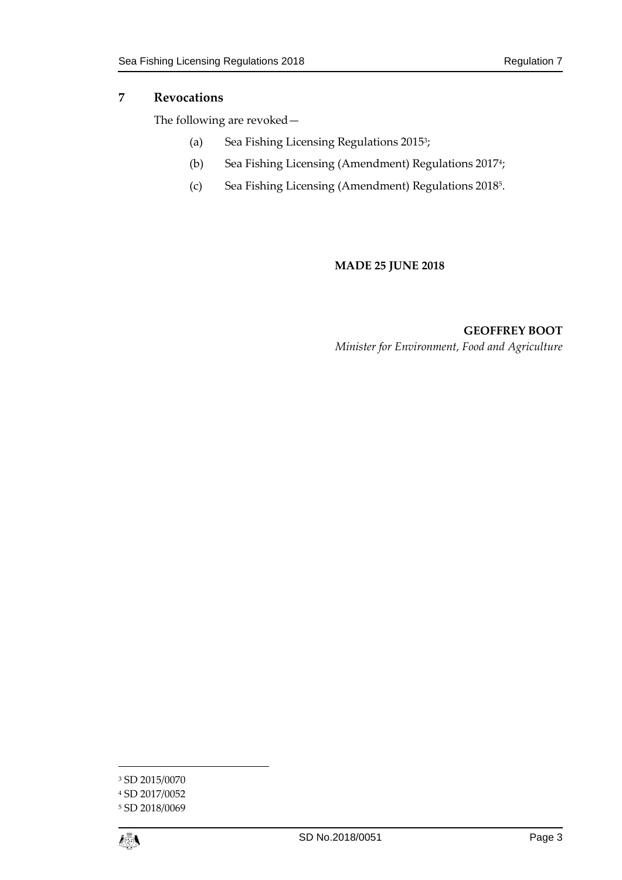## 7 Revocations

The following are revoked—

(a) Sea Fishing Licensing Regulations 2015[3];

(b) Sea Fishing Licensing (Amendment) Regulations 2017[4];

(c) Sea Fishing Licensing (Amendment) Regulations 2018[5].

**MADE 25 JUNE 2018**

**GEOFFREY BOOT**
*Minister for Environment, Food and Agriculture*

---

[3] SD 2015/0070

[4] SD 2017/0052

[5] SD 2018/0069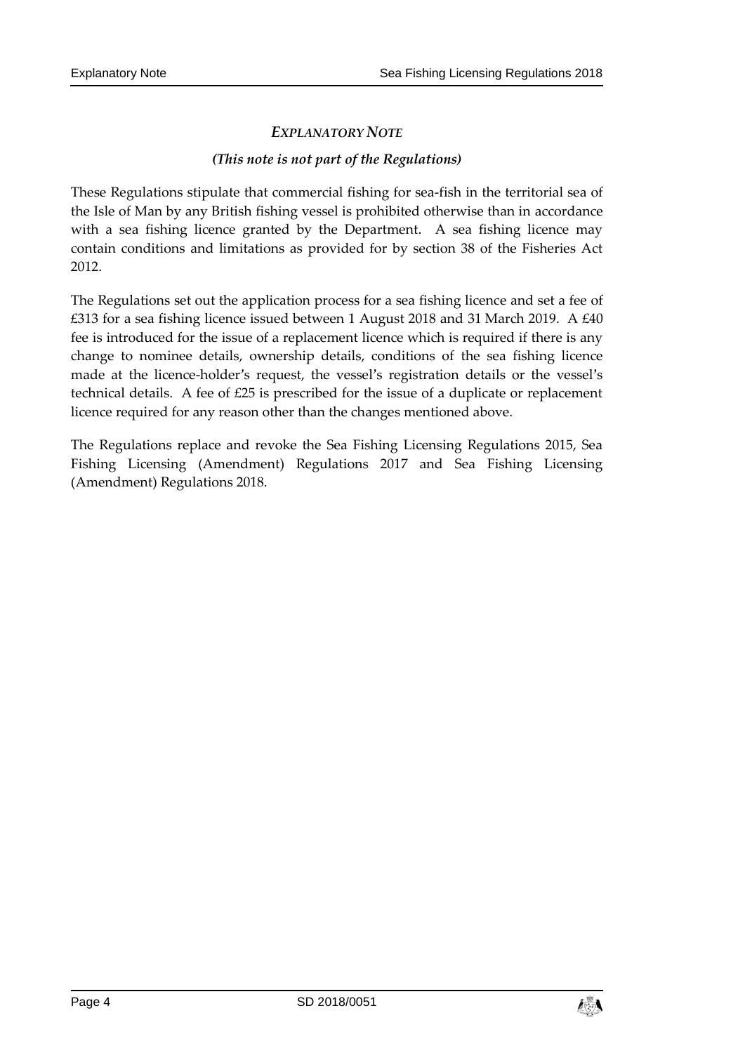## *EXPLANATORY NOTE*

***(This note is not part of the Regulations)***

These Regulations stipulate that commercial fishing for sea-fish in the territorial sea of the Isle of Man by any British fishing vessel is prohibited otherwise than in accordance with a sea fishing licence granted by the Department. A sea fishing licence may contain conditions and limitations as provided for by section 38 of the Fisheries Act 2012.

The Regulations set out the application process for a sea fishing licence and set a fee of £313 for a sea fishing licence issued between 1 August 2018 and 31 March 2019. A £40 fee is introduced for the issue of a replacement licence which is required if there is any change to nominee details, ownership details, conditions of the sea fishing licence made at the licence-holder's request, the vessel's registration details or the vessel's technical details. A fee of £25 is prescribed for the issue of a duplicate or replacement licence required for any reason other than the changes mentioned above.

The Regulations replace and revoke the Sea Fishing Licensing Regulations 2015, Sea Fishing Licensing (Amendment) Regulations 2017 and Sea Fishing Licensing (Amendment) Regulations 2018.